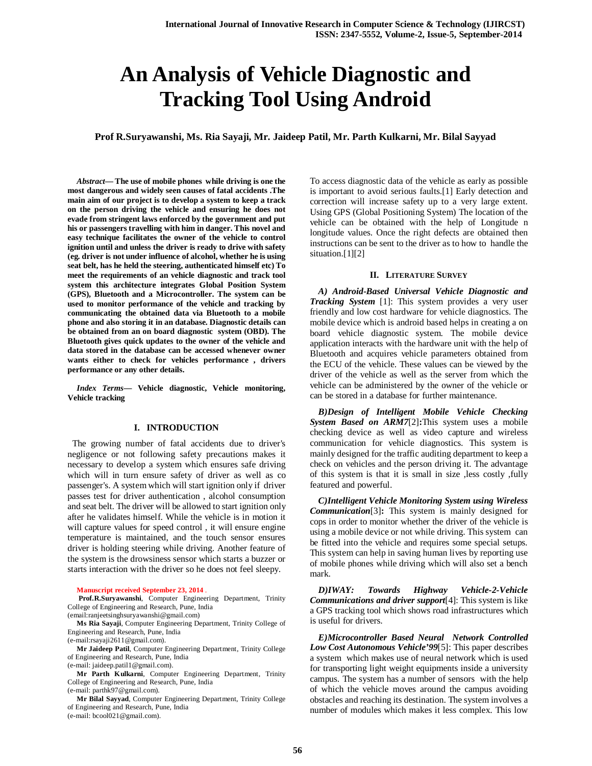# An Analysis of Vehicle Diagnostic and Tracking Tool Using Android

**Prof R.Suryawanshi, Ms. Ria Sayaji, Mr. Jaideep Patil, Mr. Parth Kulkarni, Mr. Bilal Sayyad**

***Abstract*— The use of mobile phones while driving is one the most dangerous and widely seen causes of fatal accidents .The main aim of our project is to develop a system to keep a track on the person driving the vehicle and ensuring he does not evade from stringent laws enforced by the government and put his or passengers travelling with him in danger. This novel and easy technique facilitates the owner of the vehicle to control ignition until and unless the driver is ready to drive with safety (eg. driver is not under influence of alcohol, whether he is using seat belt, has he held the steering, authenticated himself etc) To meet the requirements of an vehicle diagnostic and track tool system this architecture integrates Global Position System (GPS), Bluetooth and a Microcontroller. The system can be used to monitor performance of the vehicle and tracking by communicating the obtained data via Bluetooth to a mobile phone and also storing it in an database. Diagnostic details can be obtained from an on board diagnostic system (OBD). The Bluetooth gives quick updates to the owner of the vehicle and data stored in the database can be accessed whenever owner wants either to check for vehicles performance , drivers performance or any other details.**

***Index Terms*— Vehicle diagnostic, Vehicle monitoring, Vehicle tracking**

## I. INTRODUCTION

The growing number of fatal accidents due to driver's negligence or not following safety precautions makes it necessary to develop a system which ensures safe driving which will in turn ensure safety of driver as well as co passenger's. A system which will start ignition only if driver passes test for driver authentication , alcohol consumption and seat belt. The driver will be allowed to start ignition only after he validates himself. While the vehicle is in motion it will capture values for speed control , it will ensure engine temperature is maintained, and the touch sensor ensures driver is holding steering while driving. Another feature of the system is the drowsiness sensor which starts a buzzer or starts interaction with the driver so he does not feel sleepy.

**Manuscript received September 23, 2014** .

**Prof.R.Suryawanshi**, Computer Engineering Department, Trinity College of Engineering and Research, Pune, India (email:ranjeetsinghsuryawanshi@gmail.com)

**Ms Ria Sayaji**, Computer Engineering Department, Trinity College of Engineering and Research, Pune, India (e-mail:rsayaji2611@gmail.com).

**Mr Jaideep Patil**, Computer Engineering Department, Trinity College of Engineering and Research, Pune, India (e-mail: jaideep.patil1@gmail.com).

**Mr Parth Kulkarni**, Computer Engineering Department, Trinity College of Engineering and Research, Pune, India (e-mail: parthk97@gmail.com).

**Mr Bilal Sayyad**, Computer Engineering Department, Trinity College of Engineering and Research, Pune, India (e-mail: bcool021@gmail.com).

To access diagnostic data of the vehicle as early as possible is important to avoid serious faults.[1] Early detection and correction will increase safety up to a very large extent. Using GPS (Global Positioning System) The location of the vehicle can be obtained with the help of Longitude n longitude values. Once the right defects are obtained then instructions can be sent to the driver as to how to handle the situation.[1][2]

## II. LITERATURE SURVEY

***A) Android-Based Universal Vehicle Diagnostic and Tracking System*** [1]: This system provides a very user friendly and low cost hardware for vehicle diagnostics. The mobile device which is android based helps in creating a on board vehicle diagnostic system. The mobile device application interacts with the hardware unit with the help of Bluetooth and acquires vehicle parameters obtained from the ECU of the vehicle. These values can be viewed by the driver of the vehicle as well as the server from which the vehicle can be administered by the owner of the vehicle or can be stored in a database for further maintenance.

***B)Design of Intelligent Mobile Vehicle Checking System Based on ARM7***[2]**:**This system uses a mobile checking device as well as video capture and wireless communication for vehicle diagnostics. This system is mainly designed for the traffic auditing department to keep a check on vehicles and the person driving it. The advantage of this system is that it is small in size ,less costly ,fully featured and powerful.

***C)Intelligent Vehicle Monitoring System using Wireless Communication***[3]**:** This system is mainly designed for cops in order to monitor whether the driver of the vehicle is using a mobile device or not while driving. This system can be fitted into the vehicle and requires some special setups. This system can help in saving human lives by reporting use of mobile phones while driving which will also set a bench mark.

***D)IWAY: Towards Highway Vehicle-2-Vehicle Communications and driver support***[4]: This system is like a GPS tracking tool which shows road infrastructures which is useful for drivers.

***E)Microcontroller Based Neural Network Controlled Low Cost Autonomous Vehicle'99***[5]: This paper describes a system which makes use of neural network which is used for transporting light weight equipments inside a university campus. The system has a number of sensors with the help of which the vehicle moves around the campus avoiding obstacles and reaching its destination. The system involves a number of modules which makes it less complex. This low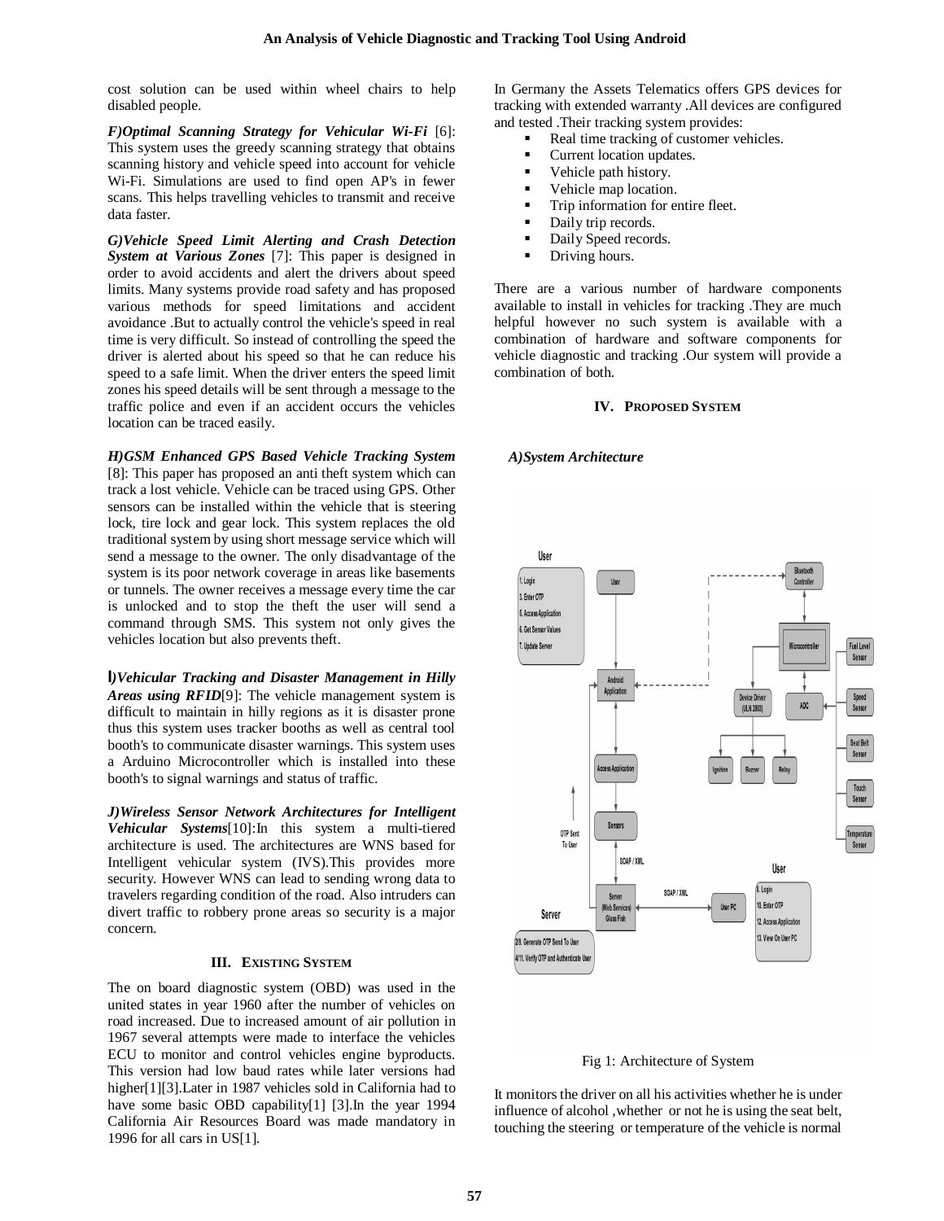cost solution can be used within wheel chairs to help disabled people.

***F)Optimal Scanning Strategy for Vehicular Wi-Fi*** [6]: This system uses the greedy scanning strategy that obtains scanning history and vehicle speed into account for vehicle Wi-Fi. Simulations are used to find open AP's in fewer scans. This helps travelling vehicles to transmit and receive data faster.

***G)Vehicle Speed Limit Alerting and Crash Detection System at Various Zones*** [7]: This paper is designed in order to avoid accidents and alert the drivers about speed limits. Many systems provide road safety and has proposed various methods for speed limitations and accident avoidance .But to actually control the vehicle's speed in real time is very difficult. So instead of controlling the speed the driver is alerted about his speed so that he can reduce his speed to a safe limit. When the driver enters the speed limit zones his speed details will be sent through a message to the traffic police and even if an accident occurs the vehicles location can be traced easily.

***H)GSM Enhanced GPS Based Vehicle Tracking System*** [8]: This paper has proposed an anti theft system which can track a lost vehicle. Vehicle can be traced using GPS. Other sensors can be installed within the vehicle that is steering lock, tire lock and gear lock. This system replaces the old traditional system by using short message service which will send a message to the owner. The only disadvantage of the system is its poor network coverage in areas like basements or tunnels. The owner receives a message every time the car is unlocked and to stop the theft the user will send a command through SMS. This system not only gives the vehicles location but also prevents theft.

***I)Vehicular Tracking and Disaster Management in Hilly Areas using RFID***[9]: The vehicle management system is difficult to maintain in hilly regions as it is disaster prone thus this system uses tracker booths as well as central tool booth's to communicate disaster warnings. This system uses a Arduino Microcontroller which is installed into these booth's to signal warnings and status of traffic.

***J)Wireless Sensor Network Architectures for Intelligent Vehicular Systems***[10]:In this system a multi-tiered architecture is used. The architectures are WNS based for Intelligent vehicular system (IVS).This provides more security. However WNS can lead to sending wrong data to travelers regarding condition of the road. Also intruders can divert traffic to robbery prone areas so security is a major concern.

## III. EXISTING SYSTEM

The on board diagnostic system (OBD) was used in the united states in year 1960 after the number of vehicles on road increased. Due to increased amount of air pollution in 1967 several attempts were made to interface the vehicles ECU to monitor and control vehicles engine byproducts. This version had low baud rates while later versions had higher[1][3].Later in 1987 vehicles sold in California had to have some basic OBD capability[1] [3].In the year 1994 California Air Resources Board was made mandatory in 1996 for all cars in US[1].

In Germany the Assets Telematics offers GPS devices for tracking with extended warranty .All devices are configured and tested .Their tracking system provides:

- Real time tracking of customer vehicles.
- Current location updates.
- Vehicle path history.
- Vehicle map location.
- Trip information for entire fleet.
- Daily trip records.
- Daily Speed records.
- Driving hours.

There are a various number of hardware components available to install in vehicles for tracking .They are much helpful however no such system is available with a combination of hardware and software components for vehicle diagnostic and tracking .Our system will provide a combination of both.

## IV. PROPOSED SYSTEM

### *A)System Architecture*

Fig 1: Architecture of System

It monitors the driver on all his activities whether he is under influence of alcohol ,whether not he is using the seat belt, touching the steering or temperature of the vehicle is normal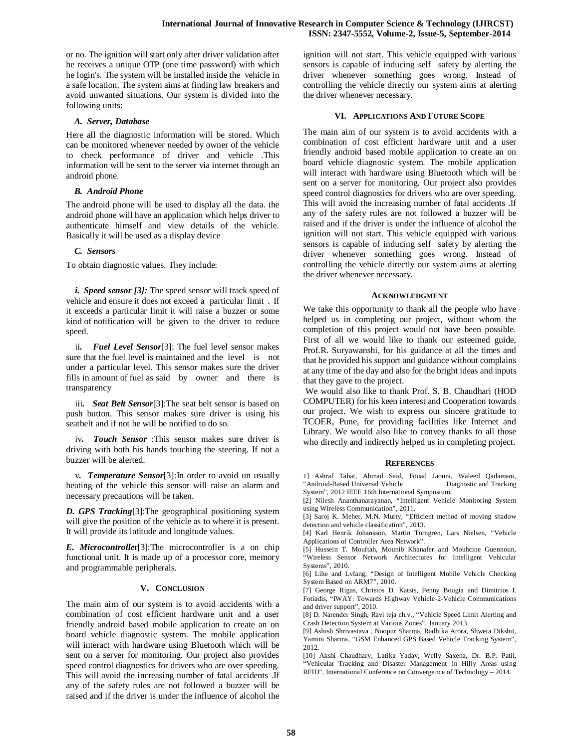or no. The ignition will start only after driver validation after he receives a unique OTP (one time password) with which he login's. The system will be installed inside the vehicle in a safe location. The system aims at finding law breakers and avoid unwanted situations. Our system is divided into the following units:

### A. Server, Database

Here all the diagnostic information will be stored. Which can be monitored whenever needed by owner of the vehicle to check performance of driver and vehicle .This information will be sent to the server via internet through an android phone.

### B. Android Phone

The android phone will be used to display all the data. the android phone will have an application which helps driver to authenticate himself and view details of the vehicle. Basically it will be used as a display device

### C. Sensors

To obtain diagnostic values. They include:

***i. Speed sensor [3]:*** The speed sensor will track speed of vehicle and ensure it does not exceed a particular limit . If it exceeds a particular limit it will raise a buzzer or some kind of notification will be given to the driver to reduce speed.

ii***. Fuel Level Sensor***[3]: The fuel level sensor makes sure that the fuel level is maintained and the level is not under a particular level. This sensor makes sure the driver fills in amount of fuel as said by owner and there is transparency

iii***. Seat Belt Sensor***[3]:The seat belt sensor is based on push button. This sensor makes sure driver is using his seatbelt and if not he will be notified to do so.

iv***. Touch Sensor*** :This sensor makes sure driver is driving with both his hands touching the steering. If not a buzzer will be alerted.

v***. Temperature Sensor***[3]:In order to avoid un usually heating of the vehicle this sensor will raise an alarm and necessary precautions will be taken.

***D. GPS Tracking***[3]:The geographical positioning system will give the position of the vehicle as to where it is present. It will provide its latitude and longitude values.

***E. Microcontrolle***r[3]:The microcontroller is a on chip functional unit. It is made up of a processor core, memory and programmable peripherals.

## V. Conclusion

The main aim of our system is to avoid accidents with a combination of cost efficient hardware unit and a user friendly android based mobile application to create an on board vehicle diagnostic system. The mobile application will interact with hardware using Bluetooth which will be sent on a server for monitoring. Our project also provides speed control diagnostics for drivers who are over speeding. This will avoid the increasing number of fatal accidents .If any of the safety rules are not followed a buzzer will be raised and if the driver is under the influence of alcohol the ignition will not start. This vehicle equipped with various sensors is capable of inducing self safety by alerting the driver whenever something goes wrong. Instead of controlling the vehicle directly our system aims at alerting the driver whenever necessary.

## VI. Applications And Future Scope

The main aim of our system is to avoid accidents with a combination of cost efficient hardware unit and a user friendly android based mobile application to create an on board vehicle diagnostic system. The mobile application will interact with hardware using Bluetooth which will be sent on a server for monitoring. Our project also provides speed control diagnostics for drivers who are over speeding. This will avoid the increasing number of fatal accidents .If any of the safety rules are not followed a buzzer will be raised and if the driver is under the influence of alcohol the ignition will not start. This vehicle equipped with various sensors is capable of inducing self safety by alerting the driver whenever something goes wrong. Instead of controlling the vehicle directly our system aims at alerting the driver whenever necessary.

## Acknowledgment

We take this opportunity to thank all the people who have helped us in completing our project, without whom the completion of this project would not have been possible. First of all we would like to thank our esteemed guide, Prof.R. Suryawanshi, for his guidance at all the times and that he provided his support and guidance without complains at any time of the day and also for the bright ideas and inputs that they gave to the project.

We would also like to thank Prof. S. B. Chaudhari (HOD COMPUTER) for his keen interest and Cooperation towards our project. We wish to express our sincere gratitude to TCOER, Pune, for providing facilities like Internet and Library. We would also like to convey thanks to all those who directly and indirectly helped us in completing project.

## References

1] Ashraf Tahat, Ahmad Said, Fouad Jaouni, Waleed Qadamani, "Android-Based Universal Vehicle Diagnostic and Tracking System", 2012 IEEE 16th International Symposium.

[2] Nilesh Ananthanarayanan, "Intelligent Vehicle Monitoring System using Wireless Communication", 2011.

[3] Saroj K. Meher, M.N. Murty, "Efficient method of moving shadow detection and vehicle classification", 2013.

[4] Karl Henrik Johansson, Martin Torngren, Lars Nielsen, "Vehicle Applications of Controller Area Network".

[5] Hussein T. Mouftah, Mounib Khanafer and Mouhcine Guennoun, "Wireless Sensor Network Architectures for Intelligent Vehicular Systems", 2010.

[6] Lihe and Lvfang, "Design of Intelligent Mobile Vehicle Checking System Based on ARM7", 2010.

[7] George Rigas, Christos D. Katsis, Penny Bougia and Dimitrios I. Fotiadis, "IWAY: Towards Highway Vehicle-2-Vehicle Communications and driver support", 2010.

[8] D. Narender Singh, Ravi teja ch.v., "Vehicle Speed Limit Alerting and Crash Detection System at Various Zones", January 2013.

[9] Ashish Shrivastava , Noopur Sharma, Radhika Arora, Shweta Dikshit, Yamini Sharma, "GSM Enhanced GPS Based Vehicle Tracking System", 2012.

[10] Akshi Chaudhary, Latika Yadav, Welly Saxena, Dr. B.P. Patil, "Vehicular Tracking and Disaster Management in Hilly Areas using RFID", International Conference on Convergence of Technology – 2014.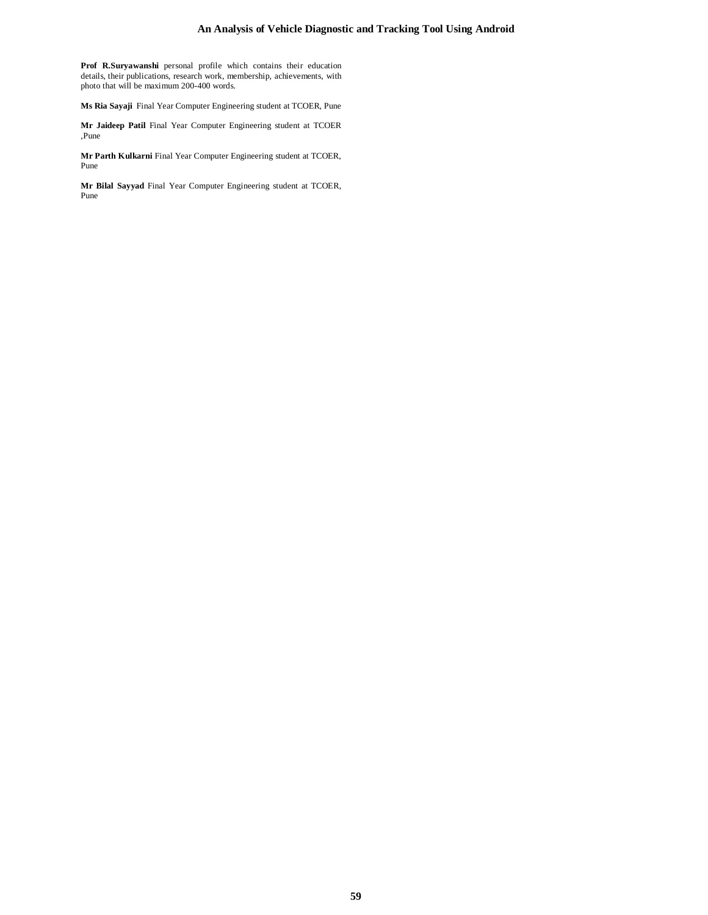**Prof R.Suryawanshi** personal profile which contains their education details, their publications, research work, membership, achievements, with photo that will be maximum 200-400 words.

**Ms Ria Sayaji** Final Year Computer Engineering student at TCOER, Pune

**Mr Jaideep Patil** Final Year Computer Engineering student at TCOER ,Pune

**Mr Parth Kulkarni** Final Year Computer Engineering student at TCOER, Pune

**Mr Bilal Sayyad** Final Year Computer Engineering student at TCOER, Pune